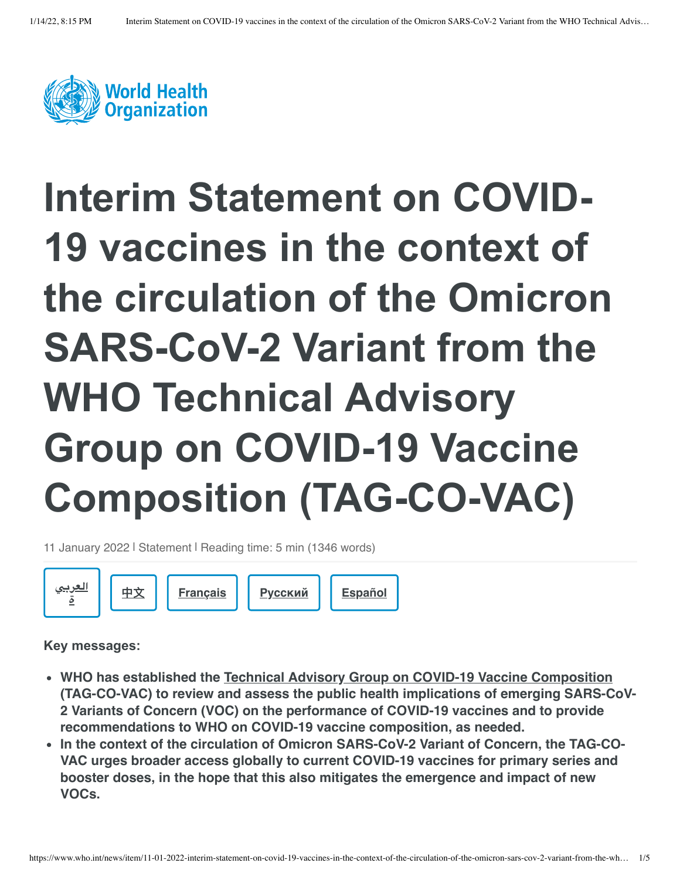# Interim Statement on COVID-19 vaccines in the context of the circulation of the Omicron SARS-CoV-2 Variant from the WHO Technical Advisory Group on COVID-19 Vaccine Composition (TAG-CO-VAC)

11 January 2022 | Statement | Reading time: 5 min (1346 words)

العربية | 中文 | Français | Русский | Español

**Key messages:**

- **WHO has established the Technical Advisory Group on COVID-19 Vaccine Composition (TAG-CO-VAC) to review and assess the public health implications of emerging SARS-CoV-2 Variants of Concern (VOC) on the performance of COVID-19 vaccines and to provide recommendations to WHO on COVID-19 vaccine composition, as needed.**
- **In the context of the circulation of Omicron SARS-CoV-2 Variant of Concern, the TAG-CO-VAC urges broader access globally to current COVID-19 vaccines for primary series and booster doses, in the hope that this also mitigates the emergence and impact of new VOCs.**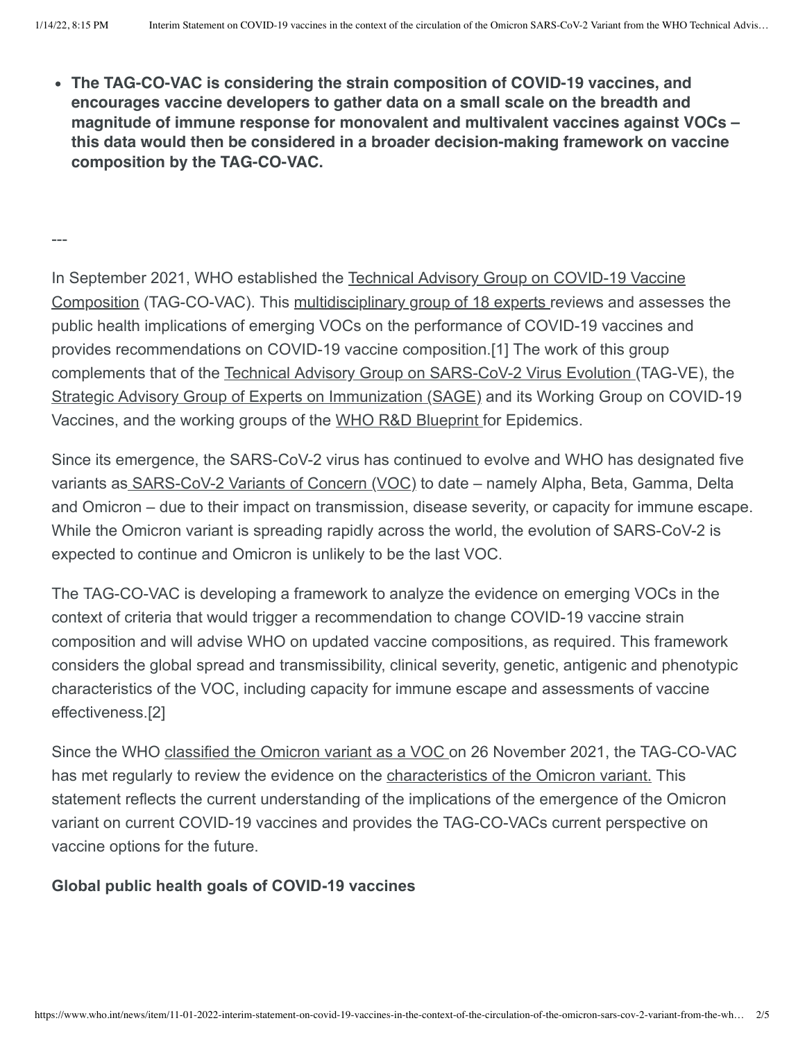- **The TAG-CO-VAC is considering the strain composition of COVID-19 vaccines, and encourages vaccine developers to gather data on a small scale on the breadth and magnitude of immune response for monovalent and multivalent vaccines against VOCs – this data would then be considered in a broader decision-making framework on vaccine composition by the TAG-CO-VAC.**

---

In September 2021, WHO established the Technical Advisory Group on COVID-19 Vaccine Composition (TAG-CO-VAC). This multidisciplinary group of 18 experts reviews and assesses the public health implications of emerging VOCs on the performance of COVID-19 vaccines and provides recommendations on COVID-19 vaccine composition.[1] The work of this group complements that of the Technical Advisory Group on SARS-CoV-2 Virus Evolution (TAG-VE), the Strategic Advisory Group of Experts on Immunization (SAGE) and its Working Group on COVID-19 Vaccines, and the working groups of the WHO R&D Blueprint for Epidemics.

Since its emergence, the SARS-CoV-2 virus has continued to evolve and WHO has designated five variants as SARS-CoV-2 Variants of Concern (VOC) to date – namely Alpha, Beta, Gamma, Delta and Omicron – due to their impact on transmission, disease severity, or capacity for immune escape. While the Omicron variant is spreading rapidly across the world, the evolution of SARS-CoV-2 is expected to continue and Omicron is unlikely to be the last VOC.

The TAG-CO-VAC is developing a framework to analyze the evidence on emerging VOCs in the context of criteria that would trigger a recommendation to change COVID-19 vaccine strain composition and will advise WHO on updated vaccine compositions, as required. This framework considers the global spread and transmissibility, clinical severity, genetic, antigenic and phenotypic characteristics of the VOC, including capacity for immune escape and assessments of vaccine effectiveness.[2]

Since the WHO classified the Omicron variant as a VOC on 26 November 2021, the TAG-CO-VAC has met regularly to review the evidence on the characteristics of the Omicron variant. This statement reflects the current understanding of the implications of the emergence of the Omicron variant on current COVID-19 vaccines and provides the TAG-CO-VACs current perspective on vaccine options for the future.

**Global public health goals of COVID-19 vaccines**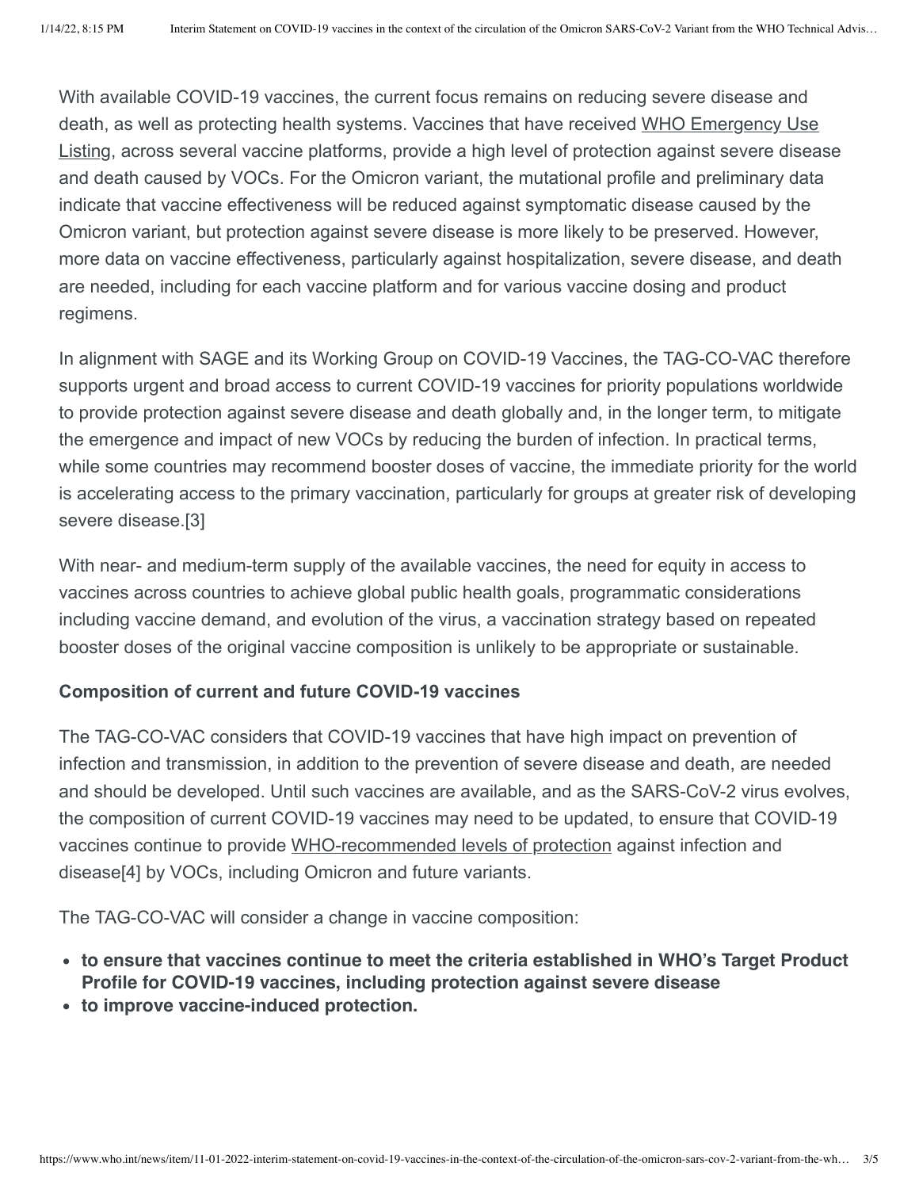With available COVID-19 vaccines, the current focus remains on reducing severe disease and death, as well as protecting health systems. Vaccines that have received WHO Emergency Use Listing, across several vaccine platforms, provide a high level of protection against severe disease and death caused by VOCs. For the Omicron variant, the mutational profile and preliminary data indicate that vaccine effectiveness will be reduced against symptomatic disease caused by the Omicron variant, but protection against severe disease is more likely to be preserved. However, more data on vaccine effectiveness, particularly against hospitalization, severe disease, and death are needed, including for each vaccine platform and for various vaccine dosing and product regimens.

In alignment with SAGE and its Working Group on COVID-19 Vaccines, the TAG-CO-VAC therefore supports urgent and broad access to current COVID-19 vaccines for priority populations worldwide to provide protection against severe disease and death globally and, in the longer term, to mitigate the emergence and impact of new VOCs by reducing the burden of infection. In practical terms, while some countries may recommend booster doses of vaccine, the immediate priority for the world is accelerating access to the primary vaccination, particularly for groups at greater risk of developing severe disease.[3]

With near- and medium-term supply of the available vaccines, the need for equity in access to vaccines across countries to achieve global public health goals, programmatic considerations including vaccine demand, and evolution of the virus, a vaccination strategy based on repeated booster doses of the original vaccine composition is unlikely to be appropriate or sustainable.

**Composition of current and future COVID-19 vaccines**

The TAG-CO-VAC considers that COVID-19 vaccines that have high impact on prevention of infection and transmission, in addition to the prevention of severe disease and death, are needed and should be developed. Until such vaccines are available, and as the SARS-CoV-2 virus evolves, the composition of current COVID-19 vaccines may need to be updated, to ensure that COVID-19 vaccines continue to provide WHO-recommended levels of protection against infection and disease[4] by VOCs, including Omicron and future variants.

The TAG-CO-VAC will consider a change in vaccine composition:

- **to ensure that vaccines continue to meet the criteria established in WHO's Target Product Profile for COVID-19 vaccines, including protection against severe disease**
- **to improve vaccine-induced protection.**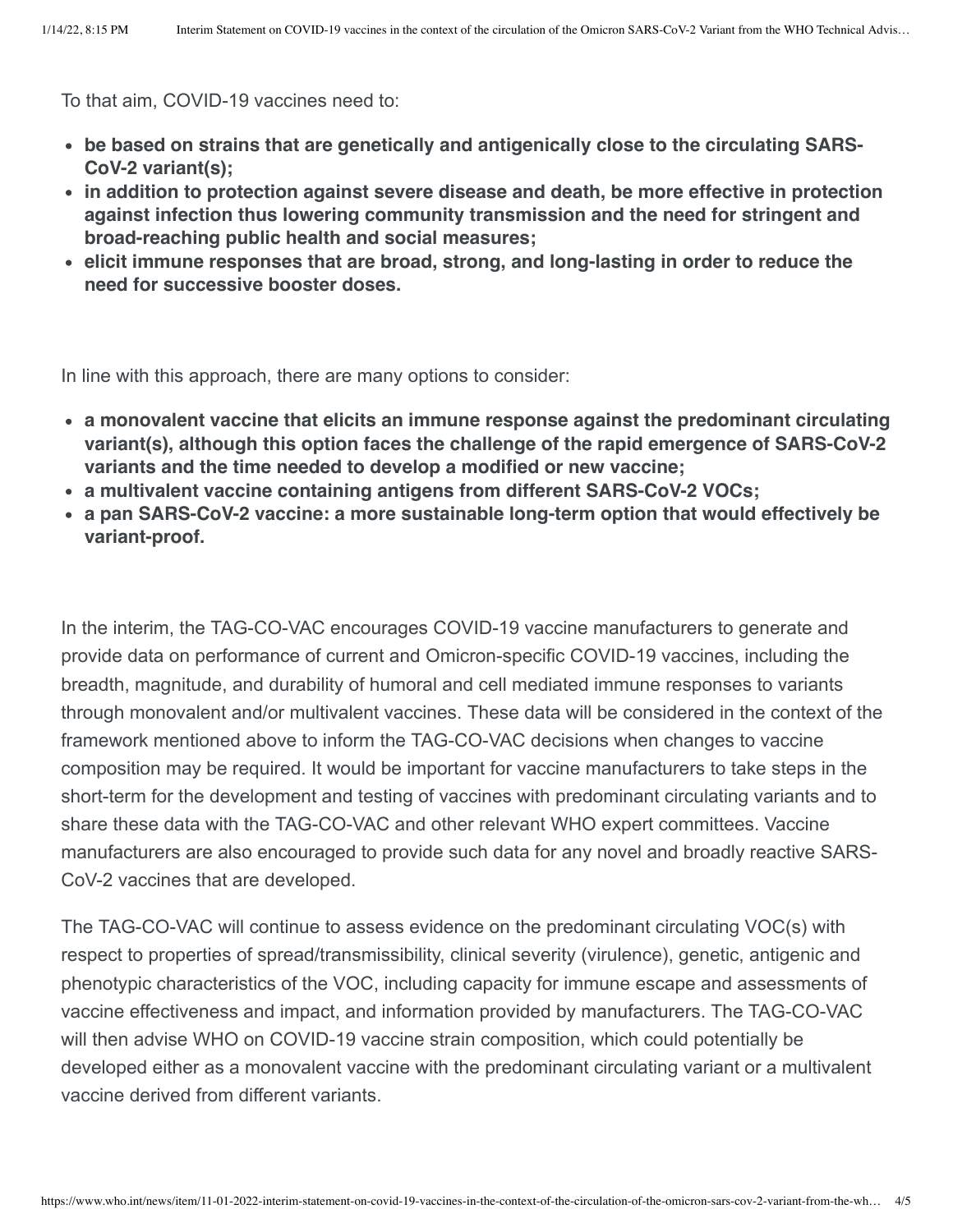To that aim, COVID-19 vaccines need to:

- **be based on strains that are genetically and antigenically close to the circulating SARS-CoV-2 variant(s);**
- **in addition to protection against severe disease and death, be more effective in protection against infection thus lowering community transmission and the need for stringent and broad-reaching public health and social measures;**
- **elicit immune responses that are broad, strong, and long-lasting in order to reduce the need for successive booster doses.**

In line with this approach, there are many options to consider:

- **a monovalent vaccine that elicits an immune response against the predominant circulating variant(s), although this option faces the challenge of the rapid emergence of SARS-CoV-2 variants and the time needed to develop a modified or new vaccine;**
- **a multivalent vaccine containing antigens from different SARS-CoV-2 VOCs;**
- **a pan SARS-CoV-2 vaccine: a more sustainable long-term option that would effectively be variant-proof.**

In the interim, the TAG-CO-VAC encourages COVID-19 vaccine manufacturers to generate and provide data on performance of current and Omicron-specific COVID-19 vaccines, including the breadth, magnitude, and durability of humoral and cell mediated immune responses to variants through monovalent and/or multivalent vaccines. These data will be considered in the context of the framework mentioned above to inform the TAG-CO-VAC decisions when changes to vaccine composition may be required. It would be important for vaccine manufacturers to take steps in the short-term for the development and testing of vaccines with predominant circulating variants and to share these data with the TAG-CO-VAC and other relevant WHO expert committees. Vaccine manufacturers are also encouraged to provide such data for any novel and broadly reactive SARS-CoV-2 vaccines that are developed.

The TAG-CO-VAC will continue to assess evidence on the predominant circulating VOC(s) with respect to properties of spread/transmissibility, clinical severity (virulence), genetic, antigenic and phenotypic characteristics of the VOC, including capacity for immune escape and assessments of vaccine effectiveness and impact, and information provided by manufacturers. The TAG-CO-VAC will then advise WHO on COVID-19 vaccine strain composition, which could potentially be developed either as a monovalent vaccine with the predominant circulating variant or a multivalent vaccine derived from different variants.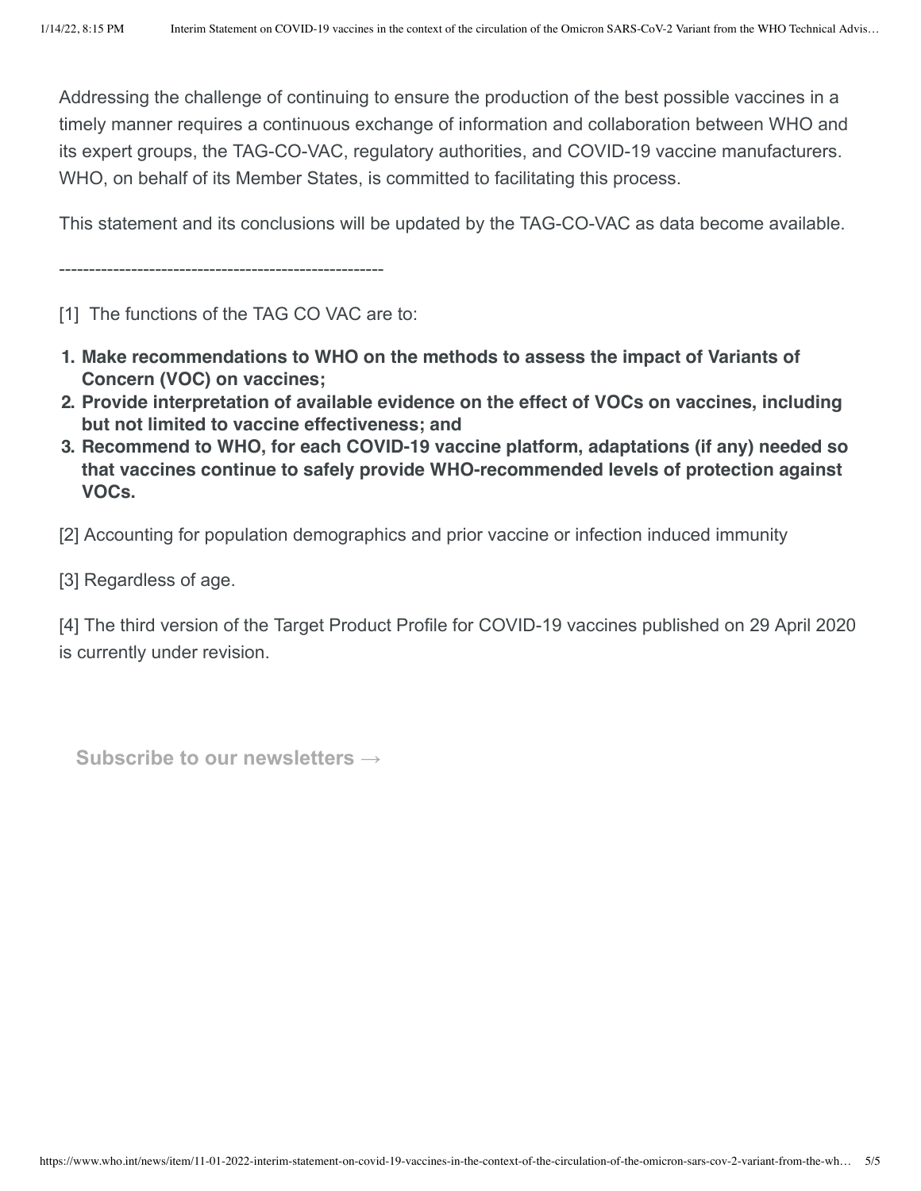Addressing the challenge of continuing to ensure the production of the best possible vaccines in a timely manner requires a continuous exchange of information and collaboration between WHO and its expert groups, the TAG-CO-VAC, regulatory authorities, and COVID-19 vaccine manufacturers. WHO, on behalf of its Member States, is committed to facilitating this process.

This statement and its conclusions will be updated by the TAG-CO-VAC as data become available.

------------------------------------------------------

[1] The functions of the TAG CO VAC are to:

1. **Make recommendations to WHO on the methods to assess the impact of Variants of Concern (VOC) on vaccines;**
2. **Provide interpretation of available evidence on the effect of VOCs on vaccines, including but not limited to vaccine effectiveness; and**
3. **Recommend to WHO, for each COVID-19 vaccine platform, adaptations (if any) needed so that vaccines continue to safely provide WHO-recommended levels of protection against VOCs.**

[2] Accounting for population demographics and prior vaccine or infection induced immunity

[3] Regardless of age.

[4] The third version of the Target Product Profile for COVID-19 vaccines published on 29 April 2020 is currently under revision.

**Subscribe to our newsletters →**